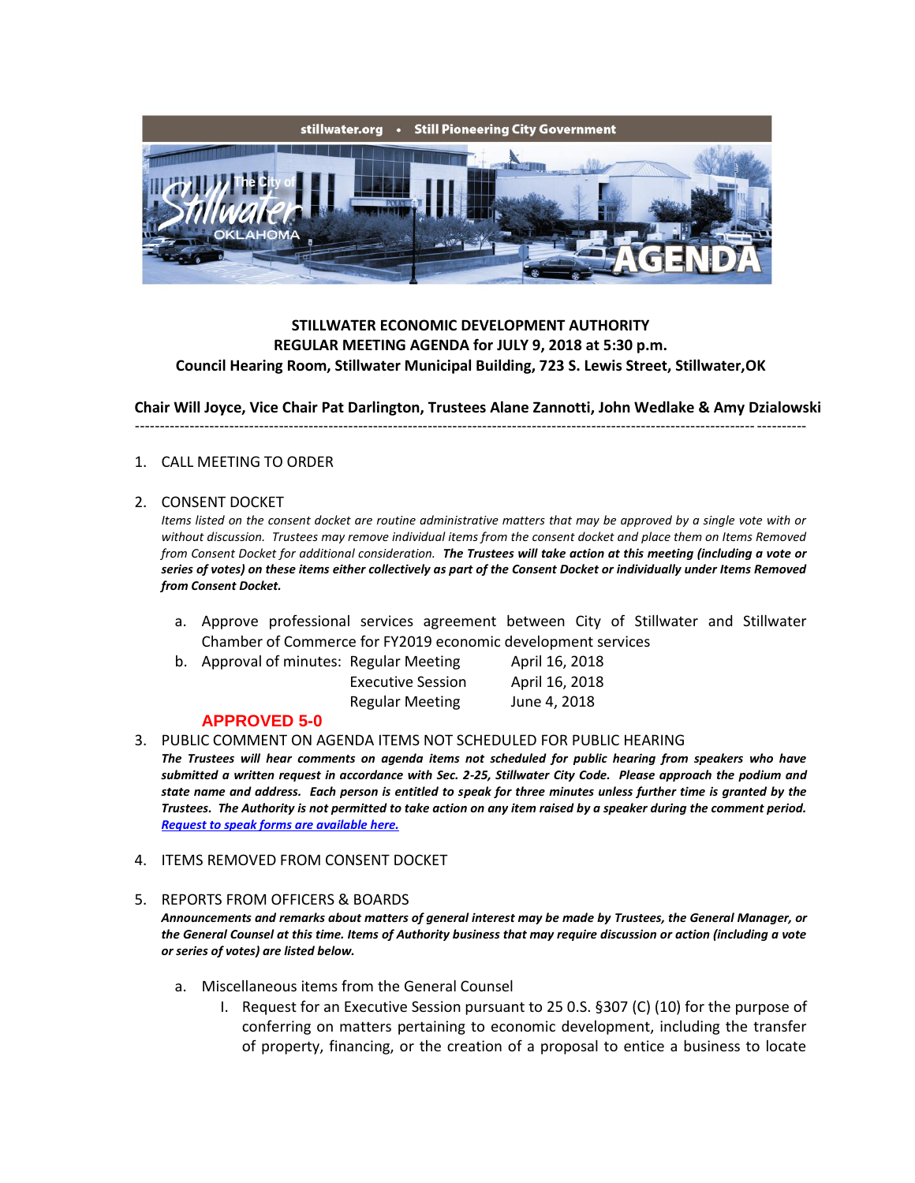stillwater.org • Still Pioneering City Government

**STILLWATER ECONOMIC DEVELOPMENT AUTHORITY**
**REGULAR MEETING AGENDA for JULY 9, 2018 at 5:30 p.m.**
**Council Hearing Room, Stillwater Municipal Building, 723 S. Lewis Street, Stillwater,OK**

**Chair Will Joyce, Vice Chair Pat Darlington, Trustees Alane Zannotti, John Wedlake & Amy Dzialowski**

---

1. CALL MEETING TO ORDER

2. CONSENT DOCKET

   *Items listed on the consent docket are routine administrative matters that may be approved by a single vote with or without discussion. Trustees may remove individual items from the consent docket and place them on Items Removed from Consent Docket for additional consideration.* ***The Trustees will take action at this meeting (including a vote or series of votes) on these items either collectively as part of the Consent Docket or individually under Items Removed from Consent Docket.***

   a. Approve professional services agreement between City of Stillwater and Stillwater Chamber of Commerce for FY2019 economic development services

   b. Approval of minutes: Regular Meeting April 16, 2018
      Executive Session April 16, 2018
      Regular Meeting June 4, 2018

   **APPROVED 5-0**

3. PUBLIC COMMENT ON AGENDA ITEMS NOT SCHEDULED FOR PUBLIC HEARING

   ***The Trustees will hear comments on agenda items not scheduled for public hearing from speakers who have submitted a written request in accordance with Sec. 2-25, Stillwater City Code. Please approach the podium and state name and address. Each person is entitled to speak for three minutes unless further time is granted by the Trustees. The Authority is not permitted to take action on any item raised by a speaker during the comment period.*** ***Request to speak forms are available here.***

4. ITEMS REMOVED FROM CONSENT DOCKET

5. REPORTS FROM OFFICERS & BOARDS

   ***Announcements and remarks about matters of general interest may be made by Trustees, the General Manager, or the General Counsel at this time. Items of Authority business that may require discussion or action (including a vote or series of votes) are listed below.***

   a. Miscellaneous items from the General Counsel

      I. Request for an Executive Session pursuant to 25 O.S. §307 (C) (10) for the purpose of conferring on matters pertaining to economic development, including the transfer of property, financing, or the creation of a proposal to entice a business to locate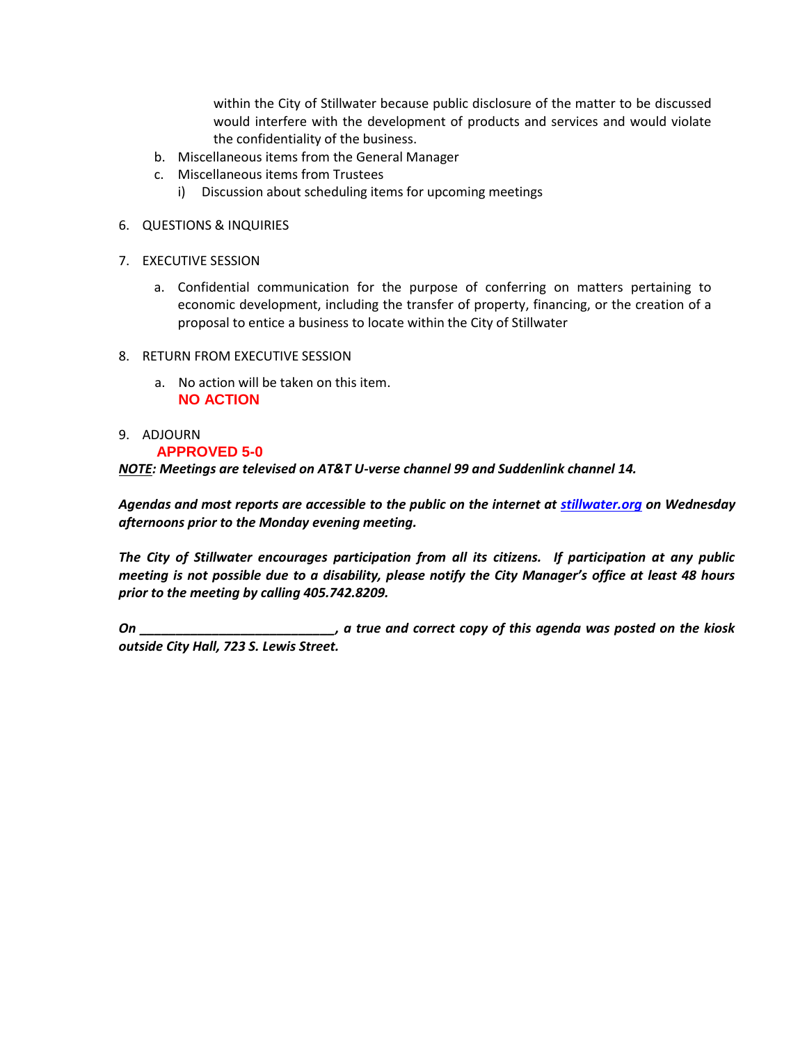within the City of Stillwater because public disclosure of the matter to be discussed would interfere with the development of products and services and would violate the confidentiality of the business.

b. Miscellaneous items from the General Manager

c. Miscellaneous items from Trustees

   i) Discussion about scheduling items for upcoming meetings

6. QUESTIONS & INQUIRIES

7. EXECUTIVE SESSION

   a. Confidential communication for the purpose of conferring on matters pertaining to economic development, including the transfer of property, financing, or the creation of a proposal to entice a business to locate within the City of Stillwater

8. RETURN FROM EXECUTIVE SESSION

   a. No action will be taken on this item.
   **NO ACTION**

9. ADJOURN
   **APPROVED 5-0**

***NOTE: Meetings are televised on AT&T U-verse channel 99 and Suddenlink channel 14.***

***Agendas and most reports are accessible to the public on the internet at stillwater.org on Wednesday afternoons prior to the Monday evening meeting.***

***The City of Stillwater encourages participation from all its citizens. If participation at any public meeting is not possible due to a disability, please notify the City Manager's office at least 48 hours prior to the meeting by calling 405.742.8209.***

***On ___________________________, a true and correct copy of this agenda was posted on the kiosk outside City Hall, 723 S. Lewis Street.***